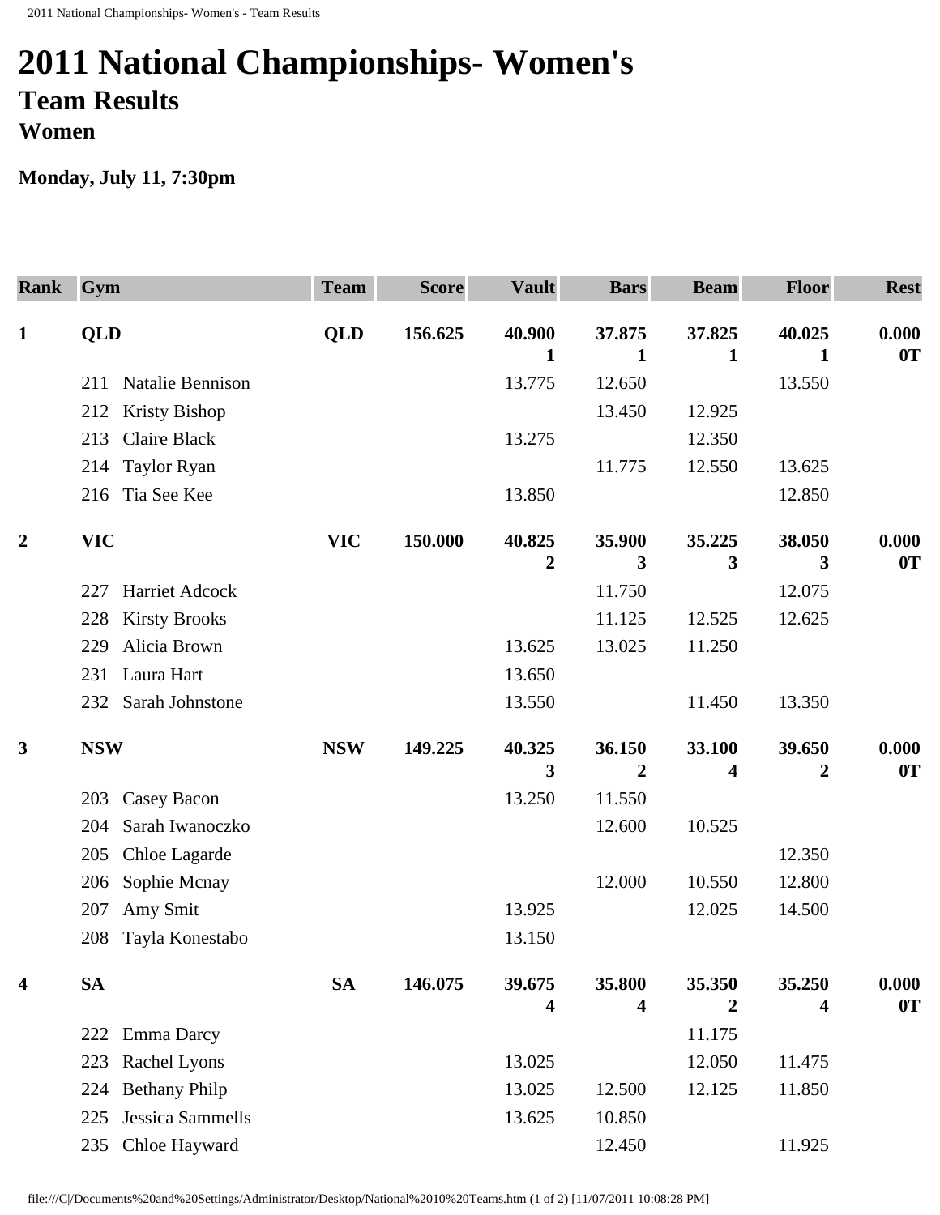# 2011 National Championships- Women's

## Team Results

### Women

**Monday, July 11, 7:30pm**

| Rank | Gym | Team | Score | Vault | Bars | Beam | Floor | Rest |
|---|---|---|---|---|---|---|---|---|
| **1** | **QLD** | **QLD** | **156.625** | **40.900 1** | **37.875 1** | **37.825 1** | **40.025 1** | **0.000 0T** |
| | 211 Natalie Bennison | | | 13.775 | 12.650 | | 13.550 | |
| | 212 Kristy Bishop | | | | 13.450 | 12.925 | | |
| | 213 Claire Black | | | 13.275 | | 12.350 | | |
| | 214 Taylor Ryan | | | | 11.775 | 12.550 | 13.625 | |
| | 216 Tia See Kee | | | 13.850 | | | 12.850 | |
| **2** | **VIC** | **VIC** | **150.000** | **40.825 2** | **35.900 3** | **35.225 3** | **38.050 3** | **0.000 0T** |
| | 227 Harriet Adcock | | | | 11.750 | | 12.075 | |
| | 228 Kirsty Brooks | | | | 11.125 | 12.525 | 12.625 | |
| | 229 Alicia Brown | | | 13.625 | 13.025 | 11.250 | | |
| | 231 Laura Hart | | | 13.650 | | | | |
| | 232 Sarah Johnstone | | | 13.550 | | 11.450 | 13.350 | |
| **3** | **NSW** | **NSW** | **149.225** | **40.325 3** | **36.150 2** | **33.100 4** | **39.650 2** | **0.000 0T** |
| | 203 Casey Bacon | | | 13.250 | 11.550 | | | |
| | 204 Sarah Iwanoczko | | | | 12.600 | 10.525 | | |
| | 205 Chloe Lagarde | | | | | | 12.350 | |
| | 206 Sophie Mcnay | | | | 12.000 | 10.550 | 12.800 | |
| | 207 Amy Smit | | | 13.925 | | 12.025 | 14.500 | |
| | 208 Tayla Konestabo | | | 13.150 | | | | |
| **4** | **SA** | **SA** | **146.075** | **39.675 4** | **35.800 4** | **35.350 2** | **35.250 4** | **0.000 0T** |
| | 222 Emma Darcy | | | | | 11.175 | | |
| | 223 Rachel Lyons | | | 13.025 | | 12.050 | 11.475 | |
| | 224 Bethany Philp | | | 13.025 | 12.500 | 12.125 | 11.850 | |
| | 225 Jessica Sammells | | | 13.625 | 10.850 | | | |
| | 235 Chloe Hayward | | | | 12.450 | | 11.925 | |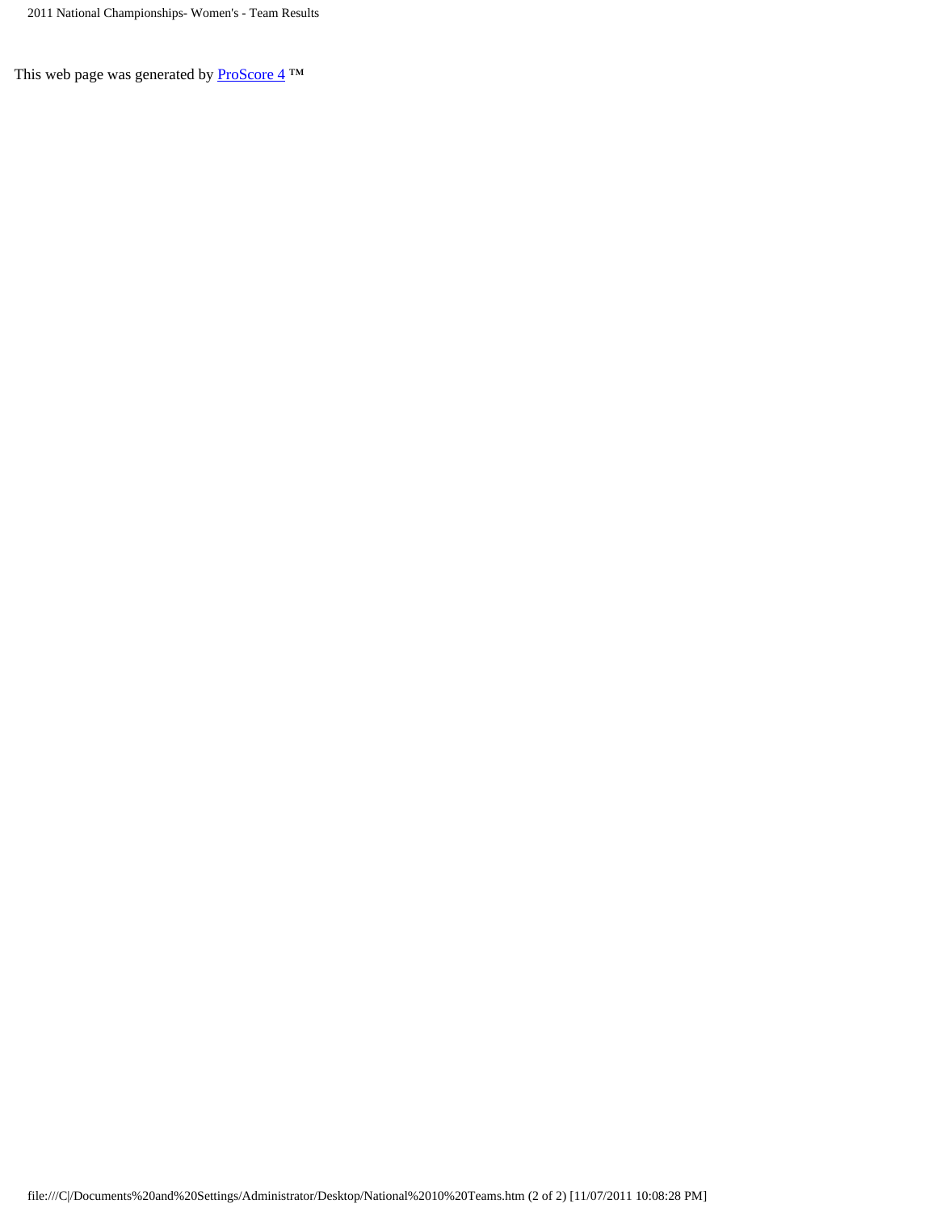This web page was generated by [ProScore 4](ProScore 4) ™